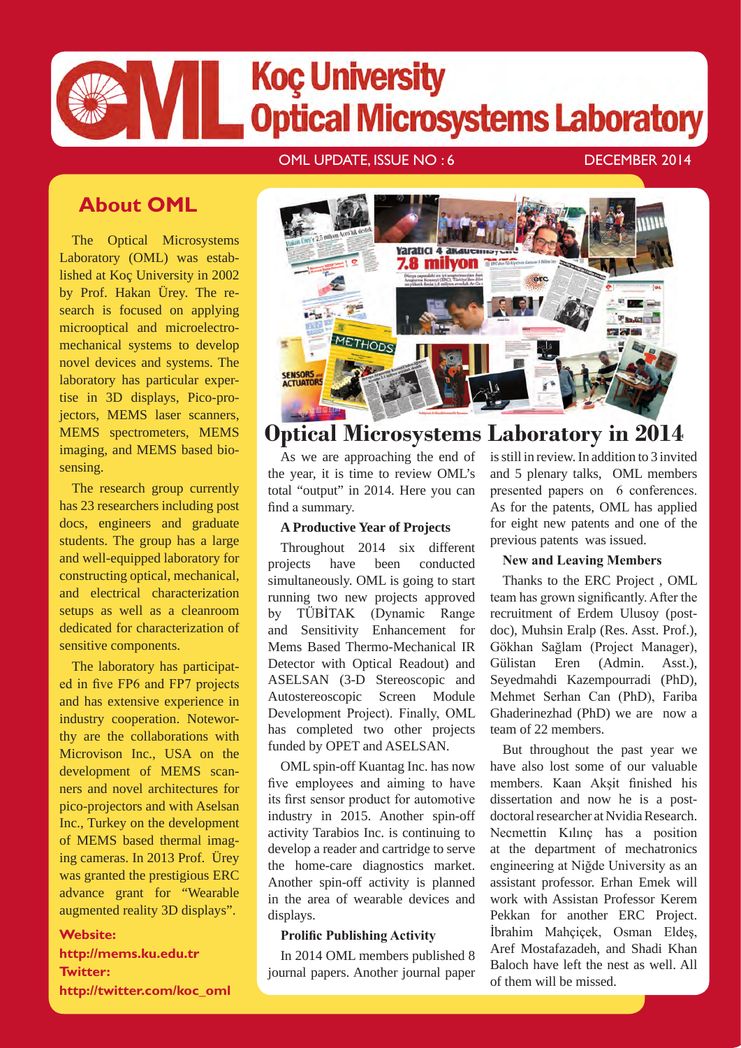# Koç University Optical Microsystems Laboratory

OML UPDATE, ISSUE NO : 6

DECEMBER 2014

## About OML

The Optical Microsystems Laboratory (OML) was established at Koç University in 2002 by Prof. Hakan Ürey. The research is focused on applying microoptical and microelectromechanical systems to develop novel devices and systems. The laboratory has particular expertise in 3D displays, Pico-projectors, MEMS laser scanners, MEMS spectrometers, MEMS imaging, and MEMS based biosensing.

The research group currently has 23 researchers including post docs, engineers and graduate students. The group has a large and well-equipped laboratory for constructing optical, mechanical, and electrical characterization setups as well as a cleanroom dedicated for characterization of sensitive components.

The laboratory has participated in five FP6 and FP7 projects and has extensive experience in industry cooperation. Noteworthy are the collaborations with Microvison Inc., USA on the development of MEMS scanners and novel architectures for pico-projectors and with Aselsan Inc., Turkey on the development of MEMS based thermal imaging cameras. In 2013 Prof. Ürey was granted the prestigious ERC advance grant for "Wearable augmented reality 3D displays".

**Website:**
**http://mems.ku.edu.tr**
**Twitter:**
**http://twitter.com/koc_oml**

## Optical Microsystems Laboratory in 2014

As we are approaching the end of the year, it is time to review OML's total "output" in 2014. Here you can find a summary.

### A Productive Year of Projects

Throughout 2014 six different projects have been conducted simultaneously. OML is going to start running two new projects approved by TÜBİTAK (Dynamic Range and Sensitivity Enhancement for Mems Based Thermo-Mechanical IR Detector with Optical Readout) and ASELSAN (3-D Stereoscopic and Autostereoscopic Screen Module Development Project). Finally, OML has completed two other projects funded by OPET and ASELSAN.

OML spin-off Kuantag Inc. has now five employees and aiming to have its first sensor product for automotive industry in 2015. Another spin-off activity Tarabios Inc. is continuing to develop a reader and cartridge to serve the home-care diagnostics market. Another spin-off activity is planned in the area of wearable devices and displays.

### Prolific Publishing Activity

In 2014 OML members published 8 journal papers. Another journal paper is still in review. In addition to 3 invited and 5 plenary talks, OML members presented papers on 6 conferences. As for the patents, OML has applied for eight new patents and one of the previous patents was issued.

### New and Leaving Members

Thanks to the ERC Project , OML team has grown significantly. After the recruitment of Erdem Ulusoy (postdoc), Muhsin Eralp (Res. Asst. Prof.), Gökhan Sağlam (Project Manager), Gülistan Eren (Admin. Asst.), Seyedmahdi Kazempourradi (PhD), Mehmet Serhan Can (PhD), Fariba Ghaderinezhad (PhD) we are now a team of 22 members.

But throughout the past year we have also lost some of our valuable members. Kaan Akşit finished his dissertation and now he is a postdoctoral researcher at Nvidia Research. Necmettin Kılınç has a position at the department of mechatronics engineering at Niğde University as an assistant professor. Erhan Emek will work with Assistan Professor Kerem Pekkan for another ERC Project. İbrahim Mahçiçek, Osman Eldeş, Aref Mostafazadeh, and Shadi Khan Baloch have left the nest as well. All of them will be missed.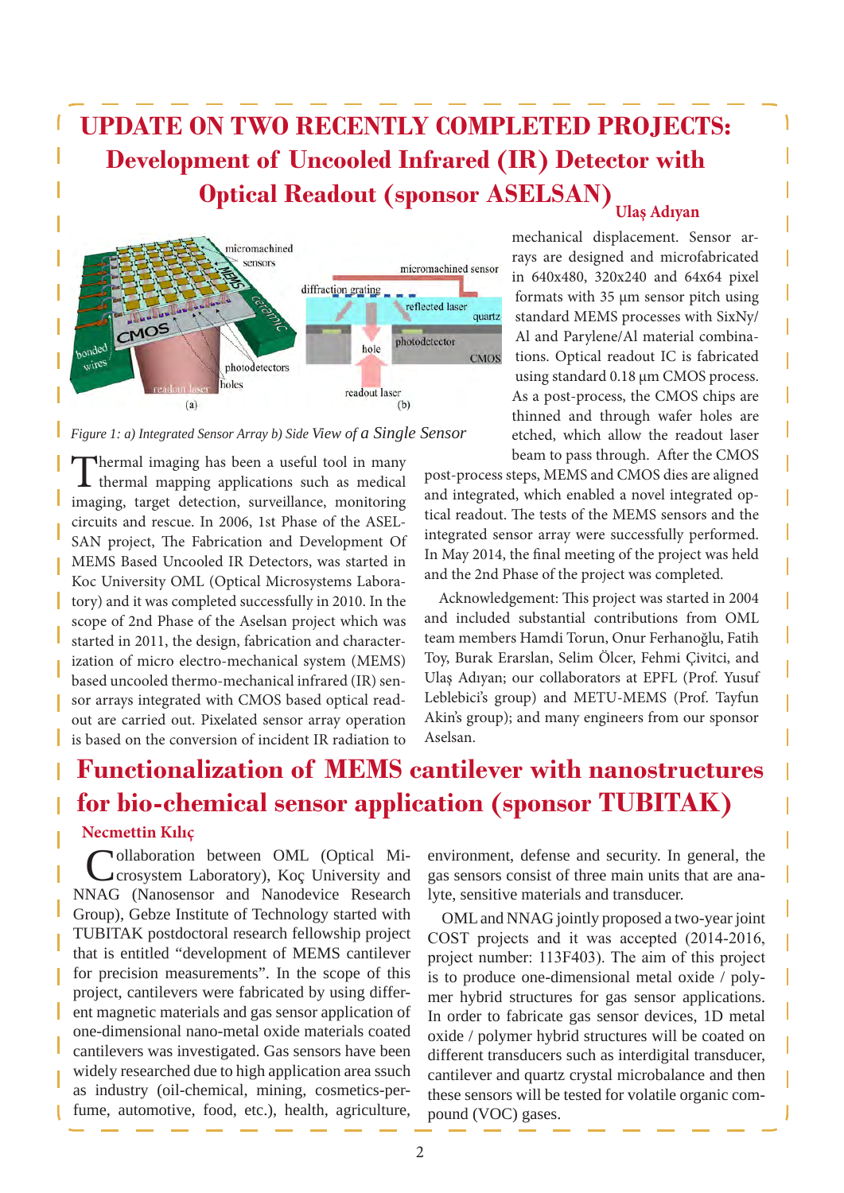# UPDATE ON TWO RECENTLY COMPLETED PROJECTS: Development of Uncooled Infrared (IR) Detector with Optical Readout (sponsor ASELSAN)

**Ulaş Adıyan**

*Figure 1: a) Integrated Sensor Array b) Side View of a Single Sensor*

Thermal imaging has been a useful tool in many thermal mapping applications such as medical imaging, target detection, surveillance, monitoring circuits and rescue. In 2006, 1st Phase of the ASELSAN project, The Fabrication and Development Of MEMS Based Uncooled IR Detectors, was started in Koc University OML (Optical Microsystems Laboratory) and it was completed successfully in 2010. In the scope of 2nd Phase of the Aselsan project which was started in 2011, the design, fabrication and characterization of micro electro-mechanical system (MEMS) based uncooled thermo-mechanical infrared (IR) sensor arrays integrated with CMOS based optical readout are carried out. Pixelated sensor array operation is based on the conversion of incident IR radiation to mechanical displacement. Sensor arrays are designed and microfabricated in 640x480, 320x240 and 64x64 pixel formats with 35 μm sensor pitch using standard MEMS processes with SiNy/Al and Parylene/Al material combinations. Optical readout IC is fabricated using standard 0.18 μm CMOS process. As a post-process, the CMOS chips are thinned and through wafer holes are etched, which allow the readout laser beam to pass through. After the CMOS post-process steps, MEMS and CMOS dies are aligned and integrated, which have enabled a novel integrated optical readout. The tests of the MEMS sensors and the integrated sensor array were successfully performed. In May 2014, the final meeting of the project was held and the 2nd Phase of the project was completed.

Acknowledgement: This project was started in 2004 and included substantial contributions from OML team members Hamdi Torun, Onur Ferhanoğlu, Fatih Toy, Burak Erarslan, Selim Ölcer, Fehmi Çivitci, and Ulaş Adıyan; our collaborators at EPFL (Prof. Yusuf Leblebici's group) and METU-MEMS (Prof. Tayfun Akin's group); and many engineers from our sponsor Aselsan.

# Functionalization of MEMS cantilever with nanostructures for bio-chemical sensor application (sponsor TUBITAK)

**Necmettin Kılıç**

Collaboration between OML (Optical Microsystem Laboratory), Koç University and NNAG (Nanosensor and Nanodevice Research Group), Gebze Institute of Technology started with TUBITAK postdoctoral research fellowship project that is entitled "development of MEMS cantilever for precision measurements". In the scope of this project, cantilevers were fabricated by using different magnetic materials and gas sensor application of one-dimensional nano-metal oxide materials coated cantilevers was investigated. Gas sensors have been widely researched due to high application area ssuch as industry (oil-chemical, mining, cosmetics-perfume, automotive, food, etc.), health, agriculture, environment, defense and security. In general, the gas sensors consist of three main units that are analyte, sensitive materials and transducer.

OML and NNAG jointly proposed a two-year joint COST projects and it was accepted (2014-2016, project number: 113F403). The aim of this project is to produce one-dimensional metal oxide / polymer hybrid structures for gas sensor applications. In order to fabricate gas sensor devices, 1D metal oxide / polymer hybrid structures will be coated on different transducers such as interdigital transducer, cantilever and quartz crystal microbalance and then these sensors will be tested for volatile organic compound (VOC) gases.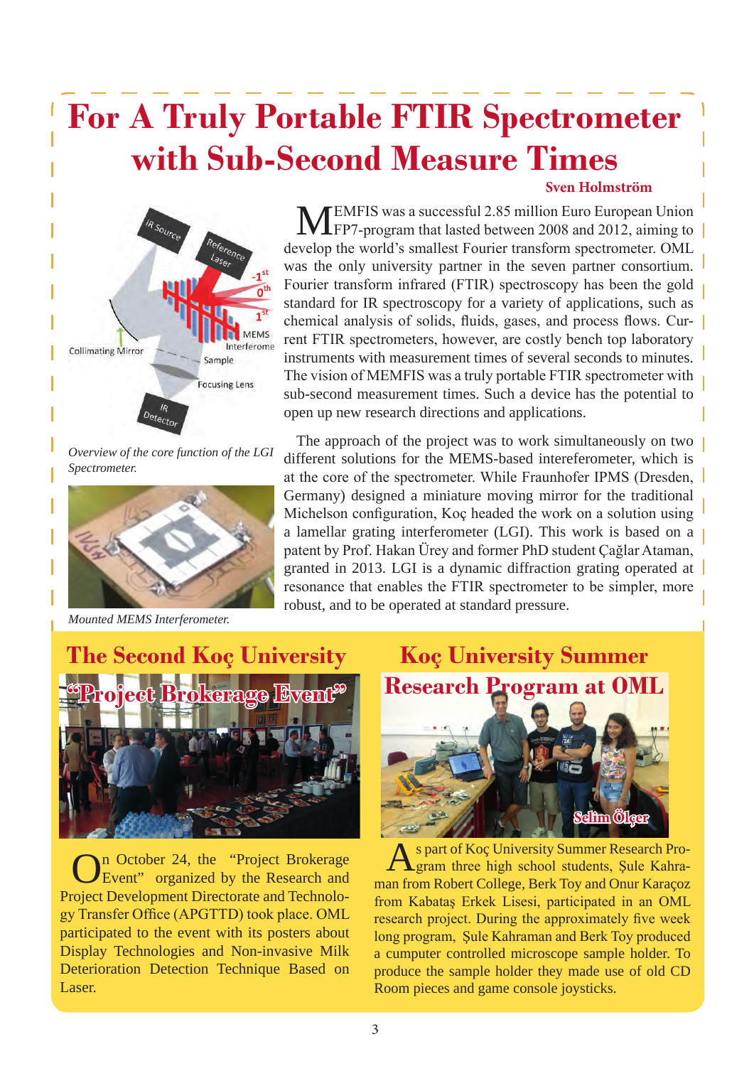# For A Truly Portable FTIR Spectrometer with Sub-Second Measure Times

**Sven Holmström**

*Overview of the core function of the LGI Spectrometer.*

*Mounted MEMS Interferometer.*

MEMFIS was a successful 2.85 million Euro European Union FP7-program that lasted between 2008 and 2012, aiming to develop the world's smallest Fourier transform spectrometer. OML was the only university partner in the seven partner consortium. Fourier transform infrared (FTIR) spectroscopy has been the gold standard for IR spectroscopy for a variety of applications, such as chemical analysis of solids, fluids, gases, and process flows. Current FTIR spectrometers, however, are costly bench top laboratory instruments with measurement times of several seconds to minutes. The vision of MEMFIS was a truly portable FTIR spectrometer with sub-second measurement times. Such a device has the potential to open up new research directions and applications.

The approach of the project was to work simultaneously on two different solutions for the MEMS-based intereferometer, which is at the core of the spectrometer. While Fraunhofer IPMS (Dresden, Germany) designed a miniature moving mirror for the traditional Michelson configuration, Koç headed the work on a solution using a lamellar grating interferometer (LGI). This work is based on a patent by Prof. Hakan Ürey and former PhD student Çağlar Ataman, granted in 2013. LGI is a dynamic diffraction grating operated at resonance that enables the FTIR spectrometer to be simpler, more robust, and to be operated at standard pressure.

## The Second Koç University "Project Brokerage Event"

On October 24, the "Project Brokerage Event" organized by the Research and Project Development Directorate and Technology Transfer Office (APGTTD) took place. OML participated to the event with its posters about Display Technologies and Non-invasive Milk Deterioration Detection Technique Based on Laser.

## Koç University Summer Research Program at OML

**Selim Ölçer**

As part of Koç University Summer Research Program three high school students, Şule Kahraman from Robert College, Berk Toy and Onur Karaçoz from Kabataş Erkek Lisesi, participated in an OML research project. During the approximately five week long program, Şule Kahraman and Berk Toy produced a cumputer controlled microscope sample holder. To produce the sample holder they made use of old CD Room pieces and game console joysticks.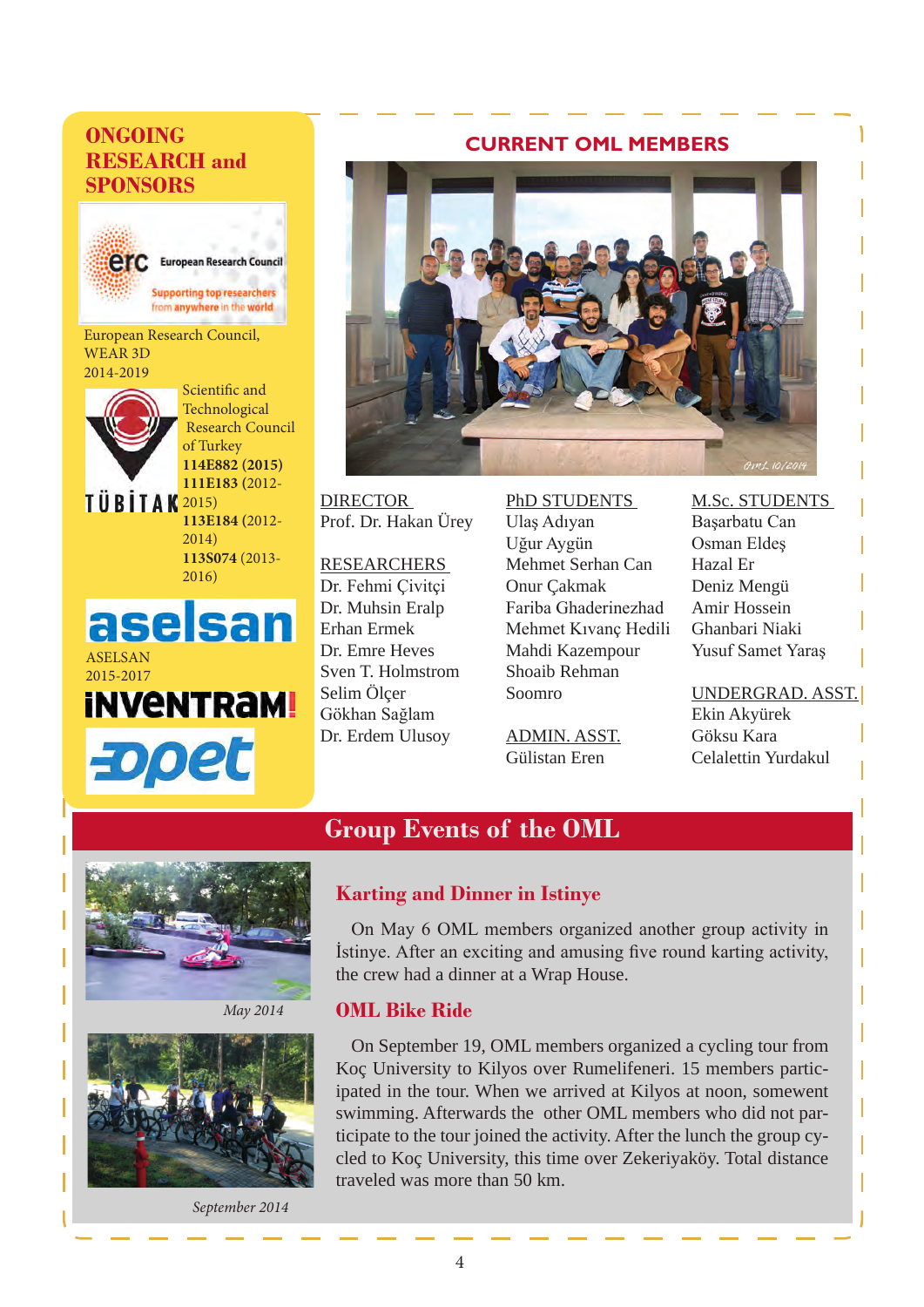## ONGOING RESEARCH and SPONSORS

European Research Council, WEAR 3D 2014-2019

Scientific and Technological Research Council of Turkey
**114E882 (2015)**
**111E183** (2012-2015)
**113E184** (2012-2014)
**113S074** (2013-2016)

ASELSAN 2015-2017

## CURRENT OML MEMBERS

DIRECTOR
Prof. Dr. Hakan Ürey

RESEARCHERS
Dr. Fehmi Çivitçi
Dr. Muhsin Eralp
Erhan Ermek
Dr. Emre Heves
Sven T. Holmstrom
Selim Ölçer
Gökhan Sağlam
Dr. Erdem Ulusoy

PhD STUDENTS
Ulaş Adıyan
Uğur Aygün
Mehmet Serhan Can
Onur Çakmak
Fariba Ghaderinezhad
Mehmet Kıvanç Hedili
Mahdi Kazempour
Shoaib Rehman Soomro

ADMIN. ASST.
Gülistan Eren

M.Sc. STUDENTS
Başarbatu Can
Osman Eldeş
Hazal Er
Deniz Mengü
Amir Hossein Ghanbari Niaki
Yusuf Samet Yaraş

UNDERGRAD. ASST.
Ekin Akyürek
Göksu Kara
Celalettin Yurdakul

## Group Events of the OML

*May 2014*

*September 2014*

### Karting and Dinner in Istinye

On May 6 OML members organized another group activity in İstinye. After an exciting and amusing five round karting activity, the crew had a dinner at a Wrap House.

### OML Bike Ride

On September 19, OML members organized a cycling tour from Koç University to Kilyos over Rumelifeneri. 15 members participated in the tour. When we arrived at Kilyos at noon, somewent swimming. Afterwards the other OML members who did not participate to the tour joined the activity. After the lunch the group cycled to Koç University, this time over Zekeriyaköy. Total distance traveled was more than 50 km.